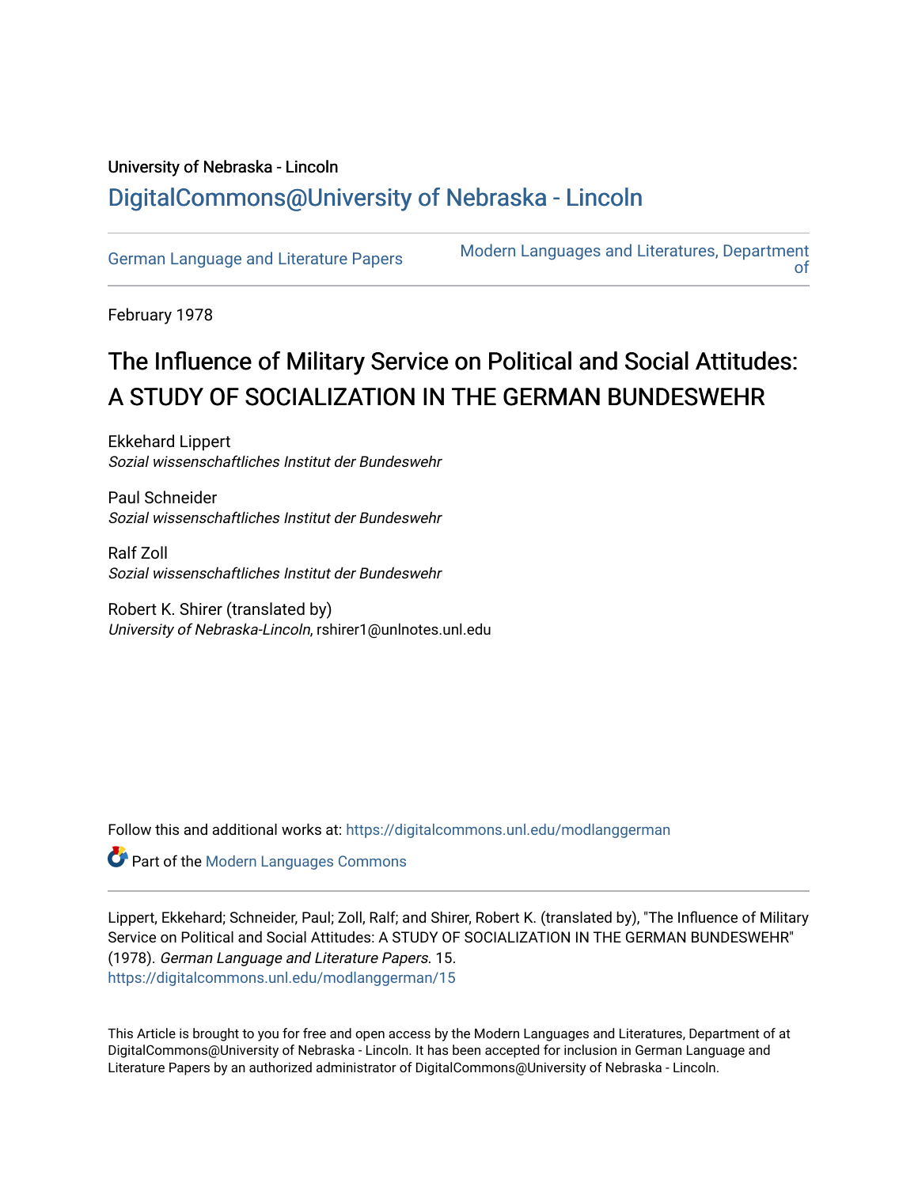University of Nebraska - Lincoln

## DigitalCommons@University of Nebraska - Lincoln

German Language and Literature Papers

Modern Languages and Literatures, Department of

February 1978

# The Influence of Military Service on Political and Social Attitudes: A STUDY OF SOCIALIZATION IN THE GERMAN BUNDESWEHR

Ekkehard Lippert
*Sozial wissenschaftliches Institut der Bundeswehr*

Paul Schneider
*Sozial wissenschaftliches Institut der Bundeswehr*

Ralf Zoll
*Sozial wissenschaftliches Institut der Bundeswehr*

Robert K. Shirer (translated by)
*University of Nebraska-Lincoln*, rshirer1@unlnotes.unl.edu

Follow this and additional works at: https://digitalcommons.unl.edu/modlanggerman

Part of the Modern Languages Commons

Lippert, Ekkehard; Schneider, Paul; Zoll, Ralf; and Shirer, Robert K. (translated by), "The Influence of Military Service on Political and Social Attitudes: A STUDY OF SOCIALIZATION IN THE GERMAN BUNDESWEHR" (1978). *German Language and Literature Papers*. 15.
https://digitalcommons.unl.edu/modlanggerman/15

This Article is brought to you for free and open access by the Modern Languages and Literatures, Department of at DigitalCommons@University of Nebraska - Lincoln. It has been accepted for inclusion in German Language and Literature Papers by an authorized administrator of DigitalCommons@University of Nebraska - Lincoln.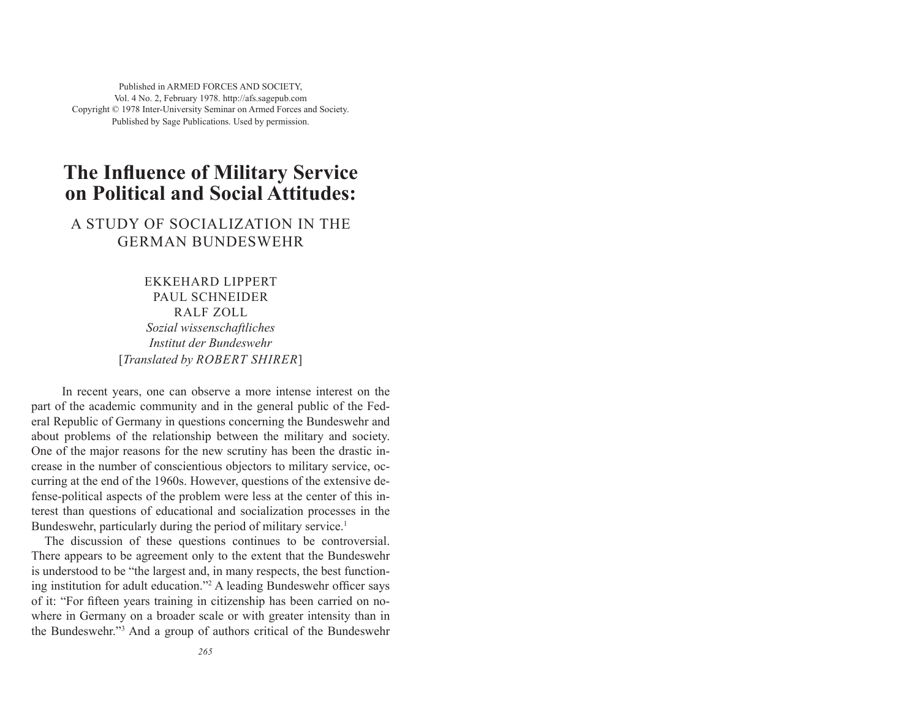Published in ARMED FORCES AND SOCIETY,
Vol. 4 No. 2, February 1978. http://afs.sagepub.com
Copyright © 1978 Inter-University Seminar on Armed Forces and Society.
Published by Sage Publications. Used by permission.

# The Influence of Military Service on Political and Social Attitudes:

## A STUDY OF SOCIALIZATION IN THE GERMAN BUNDESWEHR

EKKEHARD LIPPERT
PAUL SCHNEIDER
RALF ZOLL
*Sozial wissenschaftliches Institut der Bundeswehr*
[*Translated by ROBERT SHIRER*]

In recent years, one can observe a more intense interest on the part of the academic community and in the general public of the Federal Republic of Germany in questions concerning the Bundeswehr and about problems of the relationship between the military and society. One of the major reasons for the new scrutiny has been the drastic increase in the number of conscientious objectors to military service, occurring at the end of the 1960s. However, questions of the extensive defense-political aspects of the problem were less at the center of this interest than questions of educational and socialization processes in the Bundeswehr, particularly during the period of military service.[1]

The discussion of these questions continues to be controversial. There appears to be agreement only to the extent that the Bundeswehr is understood to be "the largest and, in many respects, the best functioning institution for adult education."[2] A leading Bundeswehr officer says of it: "For fifteen years training in citizenship has been carried on nowhere in Germany on a broader scale or with greater intensity than in the Bundeswehr."[3] And a group of authors critical of the Bundeswehr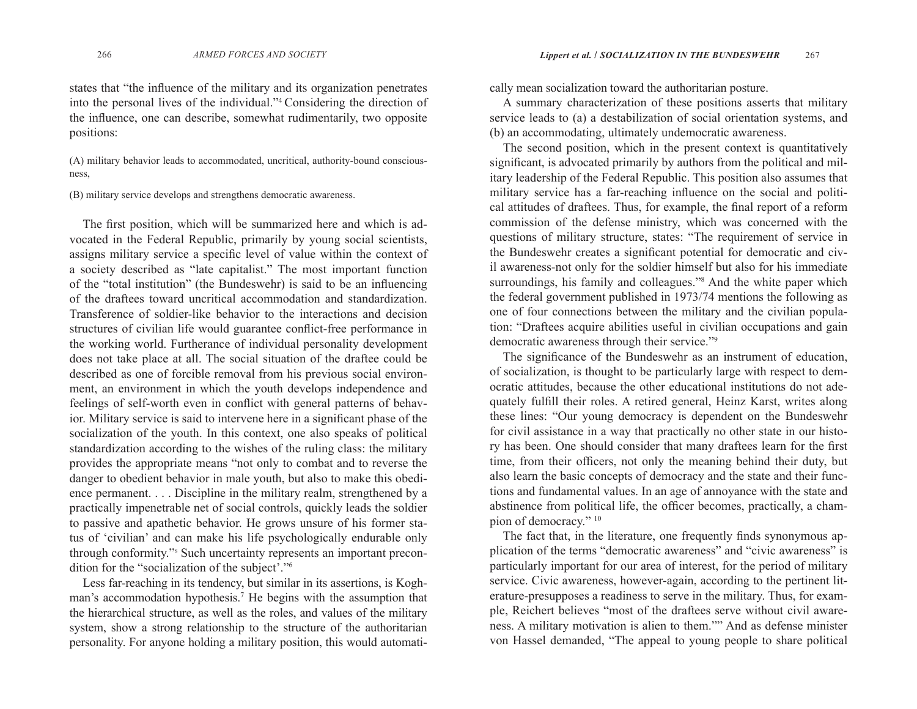states that "the influence of the military and its organization penetrates into the personal lives of the individual."[4] Considering the direction of the influence, one can describe, somewhat rudimentarily, two opposite positions:

(A) military behavior leads to accommodated, uncritical, authority-bound consciousness,

(B) military service develops and strengthens democratic awareness.

The first position, which will be summarized here and which is advocated in the Federal Republic, primarily by young social scientists, assigns military service a specific level of value within the context of a society described as "late capitalist." The most important function of the "total institution" (the Bundeswehr) is said to be an influencing of the draftees toward uncritical accommodation and standardization. Transference of soldier-like behavior to the interactions and decision structures of civilian life would guarantee conflict-free performance in the working world. Furtherance of individual personality development does not take place at all. The social situation of the draftee could be described as one of forcible removal from his previous social environment, an environment in which the youth develops independence and feelings of self-worth even in conflict with general patterns of behavior. Military service is said to intervene here in a significant phase of the socialization of the youth. In this context, one also speaks of political standardization according to the wishes of the ruling class: the military provides the appropriate means "not only to combat and to reverse the danger to obedient behavior in male youth, but also to make this obedience permanent. . . . Discipline in the military realm, strengthened by a practically impenetrable net of social controls, quickly leads the soldier to passive and apathetic behavior. He grows unsure of his former status of 'civilian' and can make his life psychologically endurable only through conformity."[5] Such uncertainty represents an important precondition for the "socialization of the subject'."[6]

Less far-reaching in its tendency, but similar in its assertions, is Koghman's accommodation hypothesis.[7] He begins with the assumption that the hierarchical structure, as well as the roles, and values of the military system, show a strong relationship to the structure of the authoritarian personality. For anyone holding a military position, this would automatically mean socialization toward the authoritarian posture.

A summary characterization of these positions asserts that military service leads to (a) a destabilization of social orientation systems, and (b) an accommodating, ultimately undemocratic awareness.

The second position, which in the present context is quantitatively significant, is advocated primarily by authors from the political and military leadership of the Federal Republic. This position also assumes that military service has a far-reaching influence on the social and political attitudes of draftees. Thus, for example, the final report of a reform commission of the defense ministry, which was concerned with the questions of military structure, states: "The requirement of service in the Bundeswehr creates a significant potential for democratic and civil awareness-not only for the soldier himself but also for his immediate surroundings, his family and colleagues."[8] And the white paper which the federal government published in 1973/74 mentions the following as one of four connections between the military and the civilian population: "Draftees acquire abilities useful in civilian occupations and gain democratic awareness through their service."[9]

The significance of the Bundeswehr as an instrument of education, of socialization, is thought to be particularly large with respect to democratic attitudes, because the other educational institutions do not adequately fulfill their roles. A retired general, Heinz Karst, writes along these lines: "Our young democracy is dependent on the Bundeswehr for civil assistance in a way that practically no other state in our history has been. One should consider that many draftees learn for the first time, from their officers, not only the meaning behind their duty, but also learn the basic concepts of democracy and the state and their functions and fundamental values. In an age of annoyance with the state and abstinence from political life, the officer becomes, practically, a champion of democracy." [10]

The fact that, in the literature, one frequently finds synonymous application of the terms "democratic awareness" and "civic awareness" is particularly important for our area of interest, for the period of military service. Civic awareness, however-again, according to the pertinent literature-presupposes a readiness to serve in the military. Thus, for example, Reichert believes "most of the draftees serve without civil awareness. A military motivation is alien to them."" And as defense minister von Hassel demanded, "The appeal to young people to share political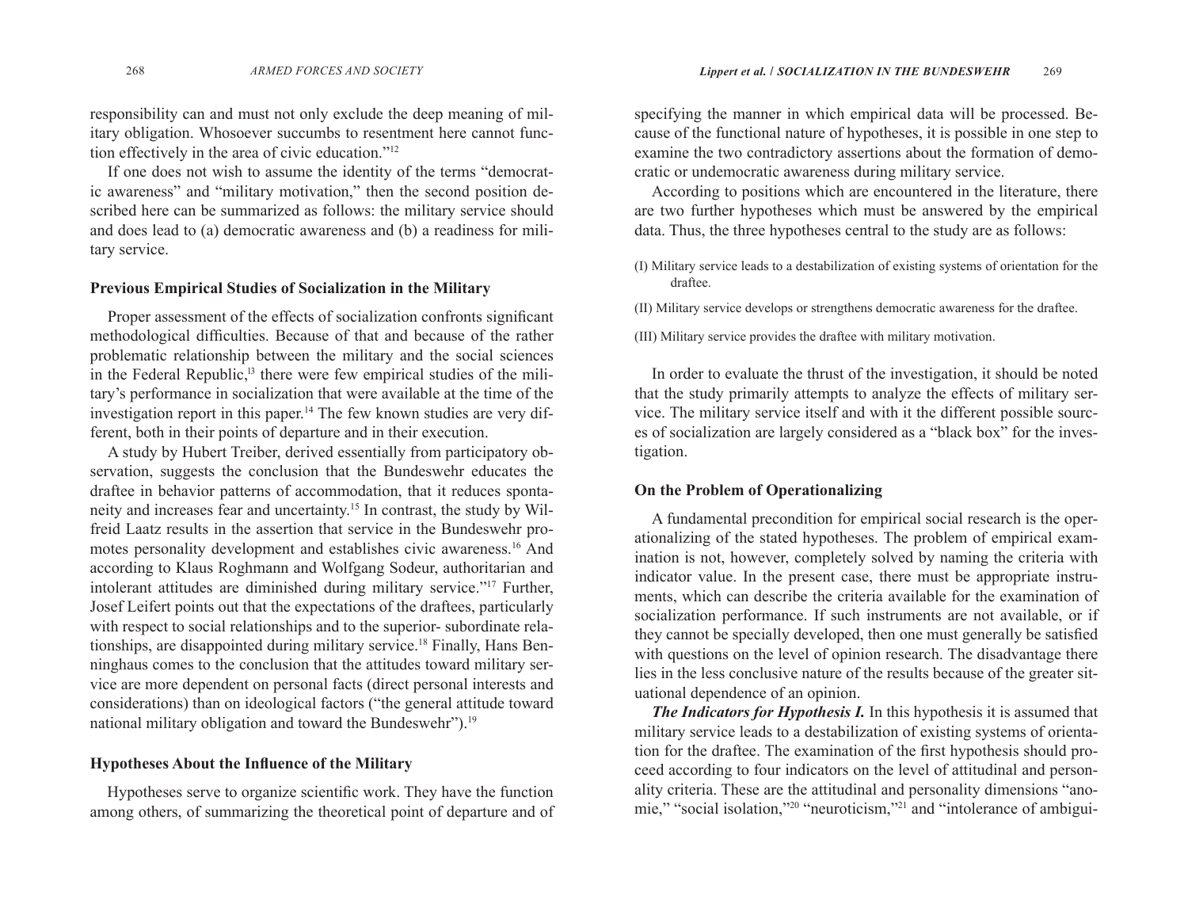responsibility can and must not only exclude the deep meaning of military obligation. Whosoever succumbs to resentment here cannot function effectively in the area of civic education."[12]

If one does not wish to assume the identity of the terms "democratic awareness" and "military motivation," then the second position described here can be summarized as follows: the military service should and does lead to (a) democratic awareness and (b) a readiness for military service.

## Previous Empirical Studies of Socialization in the Military

Proper assessment of the effects of socialization confronts significant methodological difficulties. Because of that and because of the rather problematic relationship between the military and the social sciences in the Federal Republic,[13] there were few empirical studies of the military's performance in socialization that were available at the time of the investigation report in this paper.[14] The few known studies are very different, both in their points of departure and in their execution.

A study by Hubert Treiber, derived essentially from participatory observation, suggests the conclusion that the Bundeswehr educates the draftee in behavior patterns of accommodation, that it reduces spontaneity and increases fear and uncertainty.[15] In contrast, the study by Wilfreid Laatz results in the assertion that service in the Bundeswehr promotes personality development and establishes civic awareness.[16] And according to Klaus Roghmann and Wolfgang Sodeur, authoritarian and intolerant attitudes are diminished during military service."[17] Further, Josef Leifert points out that the expectations of the draftees, particularly with respect to social relationships and to the superior- subordinate relationships, are disappointed during military service.[18] Finally, Hans Benninghaus comes to the conclusion that the attitudes toward military service are more dependent on personal facts (direct personal interests and considerations) than on ideological factors ("the general attitude toward national military obligation and toward the Bundeswehr").[19]

## Hypotheses About the Influence of the Military

Hypotheses serve to organize scientific work. They have the function among others, of summarizing the theoretical point of departure and of specifying the manner in which empirical data will be processed. Because of the functional nature of hypotheses, it is possible in one step to examine the two contradictory assertions about the formation of democratic or undemocratic awareness during military service.

According to positions which are encountered in the literature, there are two further hypotheses which must be answered by the empirical data. Thus, the three hypotheses central to the study are as follows:

(I) Military service leads to a destabilization of existing systems of orientation for the draftee.

(II) Military service develops or strengthens democratic awareness for the draftee.

(III) Military service provides the draftee with military motivation.

In order to evaluate the thrust of the investigation, it should be noted that the study primarily attempts to analyze the effects of military service. The military service itself and with it the different possible sources of socialization are largely considered as a "black box" for the investigation.

## On the Problem of Operationalizing

A fundamental precondition for empirical social research is the operationalizing of the stated hypotheses. The problem of empirical examination is not, however, completely solved by naming the criteria with indicator value. In the present case, there must be appropriate instruments, which can describe the criteria available for the examination of socialization performance. If such instruments are not available, or if they cannot be specially developed, then one must generally be satisfied with questions on the level of opinion research. The disadvantage there lies in the less conclusive nature of the results because of the greater situational dependence of an opinion.

***The Indicators for Hypothesis I.*** In this hypothesis it is assumed that military service leads to a destabilization of existing systems of orientation for the draftee. The examination of the first hypothesis should proceed according to four indicators on the level of attitudinal and personality criteria. These are the attitudinal and personality dimensions "anomie," "social isolation,"[20] "neuroticism,"[21] and "intolerance of ambigui-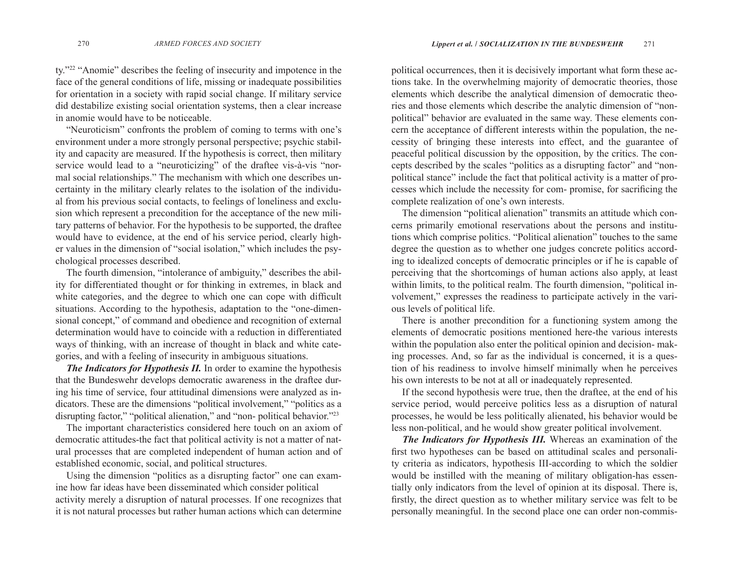ty."[22] "Anomie" describes the feeling of insecurity and impotence in the face of the general conditions of life, missing or inadequate possibilities for orientation in a society with rapid social change. If military service did destabilize existing social orientation systems, then a clear increase in anomie would have to be noticeable.

"Neuroticism" confronts the problem of coming to terms with one's environment under a more strongly personal perspective; psychic stability and capacity are measured. If the hypothesis is correct, then military service would lead to a "neuroticizing" of the draftee vis-à-vis "normal social relationships." The mechanism with which one describes uncertainty in the military clearly relates to the isolation of the individual from his previous social contacts, to feelings of loneliness and exclusion which represent a precondition for the acceptance of the new military patterns of behavior. For the hypothesis to be supported, the draftee would have to evidence, at the end of his service period, clearly higher values in the dimension of "social isolation," which includes the psychological processes described.

The fourth dimension, "intolerance of ambiguity," describes the ability for differentiated thought or for thinking in extremes, in black and white categories, and the degree to which one can cope with difficult situations. According to the hypothesis, adaptation to the "one-dimensional concept," of command and obedience and recognition of external determination would have to coincide with a reduction in differentiated ways of thinking, with an increase of thought in black and white categories, and with a feeling of insecurity in ambiguous situations.

***The Indicators for Hypothesis II.*** In order to examine the hypothesis that the Bundeswehr develops democratic awareness in the draftee during his time of service, four attitudinal dimensions were analyzed as indicators. These are the dimensions "political involvement," "politics as a disrupting factor," "political alienation," and "non- political behavior."[23]

The important characteristics considered here touch on an axiom of democratic attitudes-the fact that political activity is not a matter of natural processes that are completed independent of human action and of established economic, social, and political structures.

Using the dimension "politics as a disrupting factor" one can examine how far ideas have been disseminated which consider political activity merely a disruption of natural processes. If one recognizes that it is not natural processes but rather human actions which can determine political occurrences, then it is decisively important what form these actions take. In the overwhelming majority of democratic theories, those elements which describe the analytical dimension of democratic theories and those elements which describe the analytic dimension of "non-political" behavior are evaluated in the same way. These elements concern the acceptance of different interests within the population, the necessity of bringing these interests into effect, and the guarantee of peaceful political discussion by the opposition, by the critics. The concepts described by the scales "politics as a disrupting factor" and "non-political stance" include the fact that political activity is a matter of processes which include the necessity for com- promise, for sacrificing the complete realization of one's own interests.

The dimension "political alienation" transmits an attitude which concerns primarily emotional reservations about the persons and institutions which comprise politics. "Political alienation" touches to the same degree the question as to whether one judges concrete politics according to idealized concepts of democratic principles or if he is capable of perceiving that the shortcomings of human actions also apply, at least within limits, to the political realm. The fourth dimension, "political involvement," expresses the readiness to participate actively in the various levels of political life.

There is another precondition for a functioning system among the elements of democratic positions mentioned here-the various interests within the population also enter the political opinion and decision- making processes. And, so far as the individual is concerned, it is a question of his readiness to involve himself minimally when he perceives his own interests to be not at all or inadequately represented.

If the second hypothesis were true, then the draftee, at the end of his service period, would perceive politics less as a disruption of natural processes, he would be less politically alienated, his behavior would be less non-political, and he would show greater political involvement.

***The Indicators for Hypothesis III.*** Whereas an examination of the first two hypotheses can be based on attitudinal scales and personality criteria as indicators, hypothesis III-according to which the soldier would be instilled with the meaning of military obligation-has essentially only indicators from the level of opinion at its disposal. There is, firstly, the direct question as to whether military service was felt to be personally meaningful. In the second place one can order non-commis-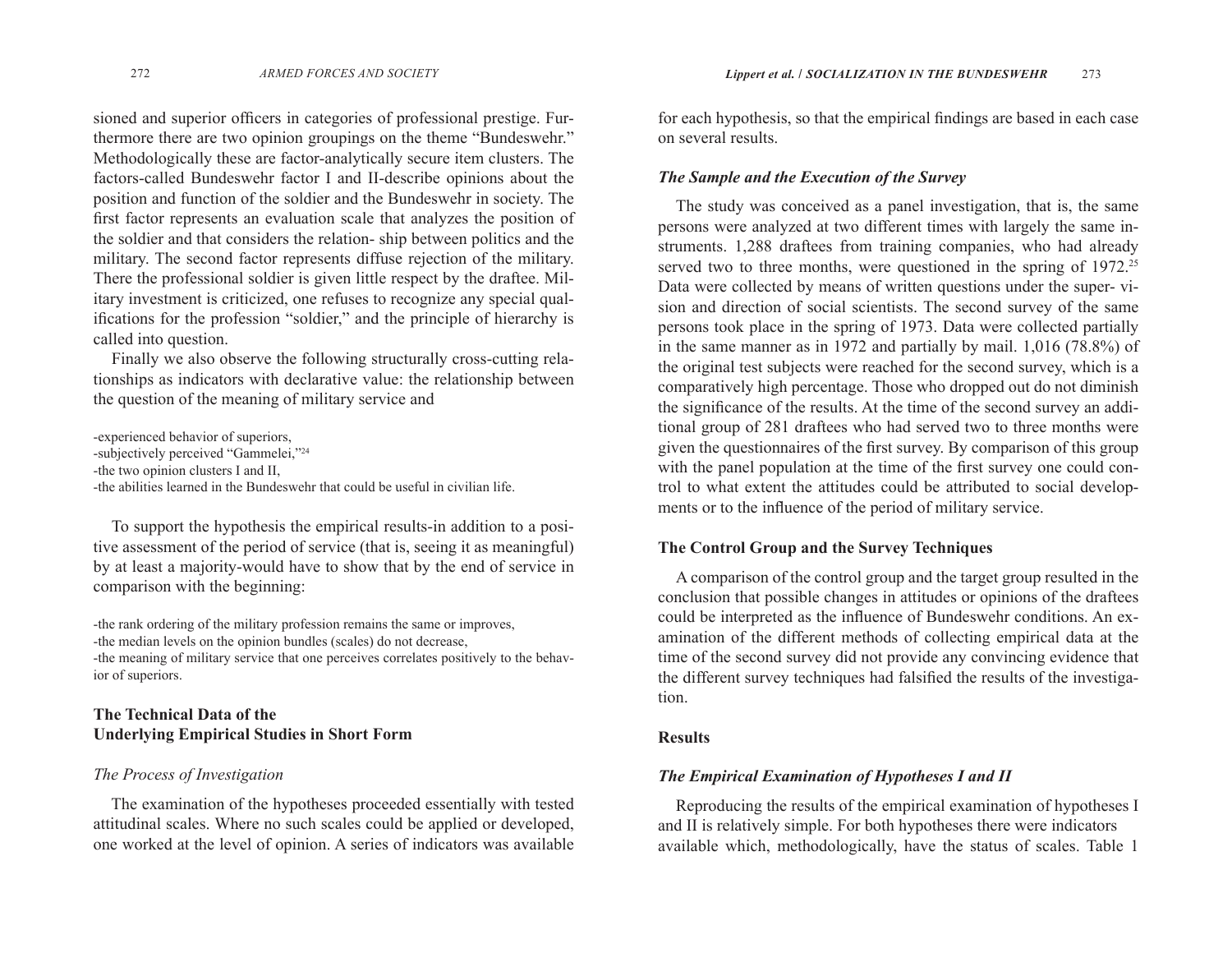sioned and superior officers in categories of professional prestige. Furthermore there are two opinion groupings on the theme "Bundeswehr." Methodologically these are factor-analytically secure item clusters. The factors-called Bundeswehr factor I and II-describe opinions about the position and function of the soldier and the Bundeswehr in society. The first factor represents an evaluation scale that analyzes the position of the soldier and that considers the relation- ship between politics and the military. The second factor represents diffuse rejection of the military. There the professional soldier is given little respect by the draftee. Military investment is criticized, one refuses to recognize any special qualifications for the profession "soldier," and the principle of hierarchy is called into question.

Finally we also observe the following structurally cross-cutting relationships as indicators with declarative value: the relationship between the question of the meaning of military service and

-experienced behavior of superiors,
-subjectively perceived "Gammelei,"[24]
-the two opinion clusters I and II,
-the abilities learned in the Bundeswehr that could be useful in civilian life.

To support the hypothesis the empirical results-in addition to a positive assessment of the period of service (that is, seeing it as meaningful) by at least a majority-would have to show that by the end of service in comparison with the beginning:

-the rank ordering of the military profession remains the same or improves,
-the median levels on the opinion bundles (scales) do not decrease,
-the meaning of military service that one perceives correlates positively to the behavior of superiors.

## The Technical Data of the Underlying Empirical Studies in Short Form

### *The Process of Investigation*

The examination of the hypotheses proceeded essentially with tested attitudinal scales. Where no such scales could be applied or developed, one worked at the level of opinion. A series of indicators was available for each hypothesis, so that the empirical findings are based in each case on several results.

### ***The Sample and the Execution of the Survey***

The study was conceived as a panel investigation, that is, the same persons were analyzed at two different times with largely the same instruments. 1,288 draftees from training companies, who had already served two to three months, were questioned in the spring of 1972.[25] Data were collected by means of written questions under the super- vision and direction of social scientists. The second survey of the same persons took place in the spring of 1973. Data were collected partially in the same manner as in 1972 and partially by mail. 1,016 (78.8%) of the original test subjects were reached for the second survey, which is a comparatively high percentage. Those who dropped out do not diminish the significance of the results. At the time of the second survey an additional group of 281 draftees who had served two to three months were given the questionnaires of the first survey. By comparison of this group with the panel population at the time of the first survey one could control to what extent the attitudes could be attributed to social developments or to the influence of the period of military service.

## The Control Group and the Survey Techniques

A comparison of the control group and the target group resulted in the conclusion that possible changes in attitudes or opinions of the draftees could be interpreted as the influence of Bundeswehr conditions. An examination of the different methods of collecting empirical data at the time of the second survey did not provide any convincing evidence that the different survey techniques had falsified the results of the investigation.

## Results

### ***The Empirical Examination of Hypotheses I and II***

Reproducing the results of the empirical examination of hypotheses I and II is relatively simple. For both hypotheses there were indicators available which, methodologically, have the status of scales. Table 1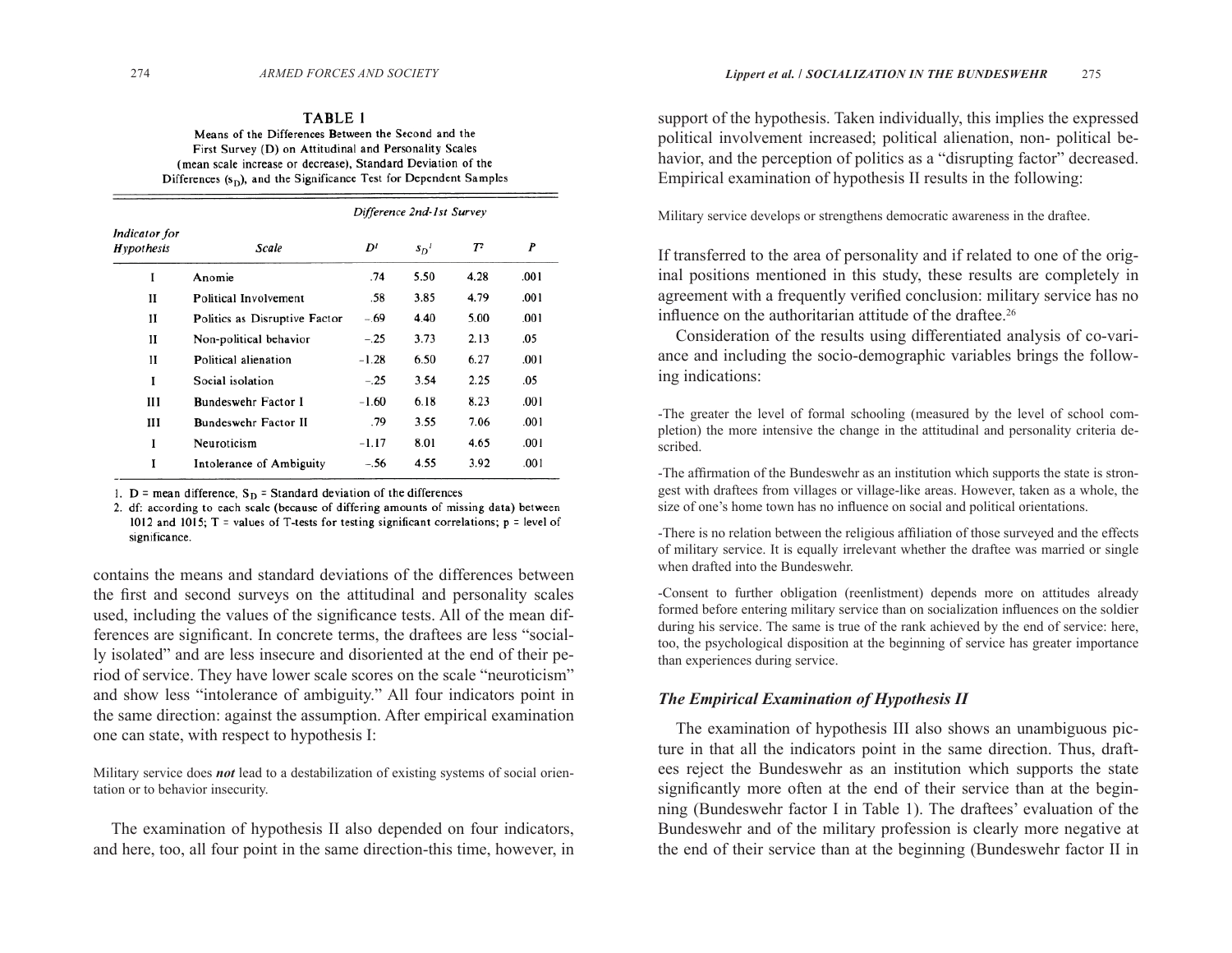**TABLE 1**

Means of the Differences Between the Second and the First Survey (D) on Attitudinal and Personality Scales (mean scale increase or decrease), Standard Deviation of the Differences ($s_D$), and the Significance Test for Dependent Samples

| Indicator for Hypothesis | Scale | Difference 2nd-1st Survey | | | |
|---|---|---|---|---|---|
| | | $D^1$ | $s_D{}^1$ | $T^2$ | $P$ |
| I | Anomie | .74 | 5.50 | 4.28 | .001 |
| II | Political Involvement | .58 | 3.85 | 4.79 | .001 |
| II | Politics as Disruptive Factor | –.69 | 4.40 | 5.00 | .001 |
| II | Non-political behavior | –.25 | 3.73 | 2.13 | .05 |
| II | Political alienation | –1.28 | 6.50 | 6.27 | .001 |
| I | Social isolation | –.25 | 3.54 | 2.25 | .05 |
| III | Bundeswehr Factor I | –1.60 | 6.18 | 8.23 | .001 |
| III | Bundeswehr Factor II | .79 | 3.55 | 7.06 | .001 |
| I | Neuroticism | –1.17 | 8.01 | 4.65 | .001 |
| I | Intolerance of Ambiguity | –.56 | 4.55 | 3.92 | .001 |

1. D = mean difference, $S_D$ = Standard deviation of the differences
2. df: according to each scale (because of differing amounts of missing data) between 1012 and 1015; T = values of T-tests for testing significant correlations; p = level of significance.

contains the means and standard deviations of the differences between the first and second surveys on the attitudinal and personality scales used, including the values of the significance tests. All of the mean differences are significant. In concrete terms, the draftees are less "socially isolated" and are less insecure and disoriented at the end of their period of service. They have lower scale scores on the scale "neuroticism" and show less "intolerance of ambiguity." All four indicators point in the same direction: against the assumption. After empirical examination one can state, with respect to hypothesis I:

Military service does ***not*** lead to a destabilization of existing systems of social orientation or to behavior insecurity.

The examination of hypothesis II also depended on four indicators, and here, too, all four point in the same direction-this time, however, in support of the hypothesis. Taken individually, this implies the expressed political involvement increased; political alienation, non- political behavior, and the perception of politics as a "disrupting factor" decreased. Empirical examination of hypothesis II results in the following:

Military service develops or strengthens democratic awareness in the draftee.

If transferred to the area of personality and if related to one of the original positions mentioned in this study, these results are completely in agreement with a frequently verified conclusion: military service has no influence on the authoritarian attitude of the draftee.[26]

Consideration of the results using differentiated analysis of co-variance and including the socio-demographic variables brings the following indications:

-The greater the level of formal schooling (measured by the level of school completion) the more intensive the change in the attitudinal and personality criteria described.

-The affirmation of the Bundeswehr as an institution which supports the state is strongest with draftees from villages or village-like areas. However, taken as a whole, the size of one's home town has no influence on social and political orientations.

-There is no relation between the religious affiliation of those surveyed and the effects of military service. It is equally irrelevant whether the draftee was married or single when drafted into the Bundeswehr.

-Consent to further obligation (reenlistment) depends more on attitudes already formed before entering military service than on socialization influences on the soldier during his service. The same is true of the rank achieved by the end of service: here, too, the psychological disposition at the beginning of service has greater importance than experiences during service.

### *The Empirical Examination of Hypothesis II*

The examination of hypothesis III also shows an unambiguous picture in that all the indicators point in the same direction. Thus, draftees reject the Bundeswehr as an institution which supports the state significantly more often at the end of their service than at the beginning (Bundeswehr factor I in Table 1). The draftees' evaluation of the Bundeswehr and of the military profession is clearly more negative at the end of their service than at the beginning (Bundeswehr factor II in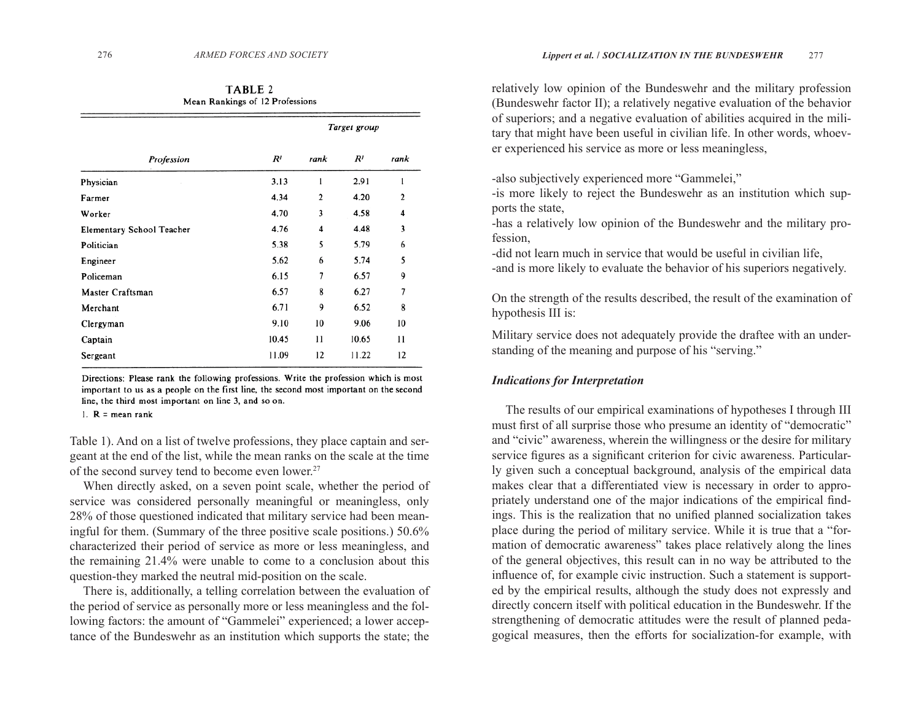**TABLE 2**
Mean Rankings of 12 Professions

| Profession | R[1] | rank | Target group R[1] | rank |
|---|---|---|---|---|
| Physician | 3.13 | 1 | 2.91 | 1 |
| Farmer | 4.34 | 2 | 4.20 | 2 |
| Worker | 4.70 | 3 | 4.58 | 4 |
| Elementary School Teacher | 4.76 | 4 | 4.48 | 3 |
| Politician | 5.38 | 5 | 5.79 | 6 |
| Engineer | 5.62 | 6 | 5.74 | 5 |
| Policeman | 6.15 | 7 | 6.57 | 9 |
| Master Craftsman | 6.57 | 8 | 6.27 | 7 |
| Merchant | 6.71 | 9 | 6.52 | 8 |
| Clergyman | 9.10 | 10 | 9.06 | 10 |
| Captain | 10.45 | 11 | 10.65 | 11 |
| Sergeant | 11.09 | 12 | 11.22 | 12 |

Directions: Please rank the following professions. Write the profession which is most important to us as a people on the first line, the second most important on the second line, the third most important on line 3, and so on.

1. R = mean rank

Table 1). And on a list of twelve professions, they place captain and sergeant at the end of the list, while the mean ranks on the scale at the time of the second survey tend to become even lower.[27]

When directly asked, on a seven point scale, whether the period of service was considered personally meaningful or meaningless, only 28% of those questioned indicated that military service had been meaningful for them. (Summary of the three positive scale positions.) 50.6% characterized their period of service as more or less meaningless, and the remaining 21.4% were unable to come to a conclusion about this question-they marked the neutral mid-position on the scale.

There is, additionally, a telling correlation between the evaluation of the period of service as personally more or less meaningless and the following factors: the amount of "Gammelei" experienced; a lower acceptance of the Bundeswehr as an institution which supports the state; the relatively low opinion of the Bundeswehr and the military profession (Bundeswehr factor II); a relatively negative evaluation of the behavior of superiors; and a negative evaluation of abilities acquired in the military that might have been useful in civilian life. In other words, whoever experienced his service as more or less meaningless,

-also subjectively experienced more "Gammelei,"
-is more likely to reject the Bundeswehr as an institution which supports the state,
-has a relatively low opinion of the Bundeswehr and the military profession,
-did not learn much in service that would be useful in civilian life,
-and is more likely to evaluate the behavior of his superiors negatively.

On the strength of the results described, the result of the examination of hypothesis III is:

Military service does not adequately provide the draftee with an understanding of the meaning and purpose of his "serving."

### *Indications for Interpretation*

The results of our empirical examinations of hypotheses I through III must first of all surprise those who presume an identity of "democratic" and "civic" awareness, wherein the willingness or the desire for military service figures as a significant criterion for civic awareness. Particularly given such a conceptual background, analysis of the empirical data makes clear that a differentiated view is necessary in order to appropriately understand one of the major indications of the empirical findings. This is the realization that no unified planned socialization takes place during the period of military service. While it is true that a "formation of democratic awareness" takes place relatively along the lines of the general objectives, this result can in no way be attributed to the influence of, for example civic instruction. Such a statement is supported by the empirical results, although the study does not expressly and directly concern itself with political education in the Bundeswehr. If the strengthening of democratic attitudes were the result of planned pedagogical measures, then the efforts for socialization-for example, with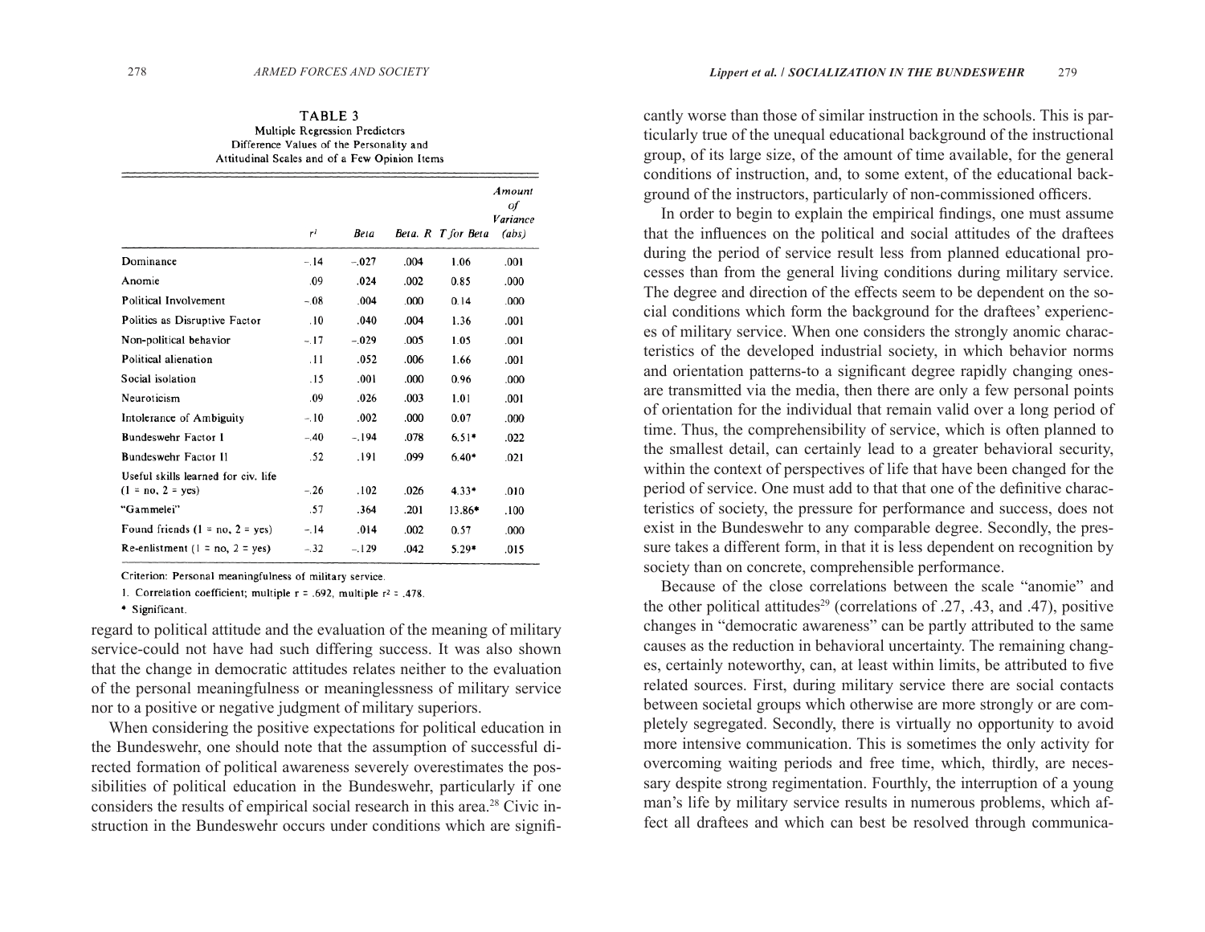**TABLE 3**
Multiple Regression Predictors
Difference Values of the Personality and Attitudinal Scales and of a Few Opinion Items

| | $r^1$ | Beta | Beta. R | T for Beta | Amount of Variance (abs) |
|---|---|---|---|---|---|
| Dominance | −.14 | −.027 | .004 | 1.06 | .001 |
| Anomie | .09 | .024 | .002 | 0.85 | .000 |
| Political Involvement | −.08 | .004 | .000 | 0.14 | .000 |
| Politics as Disruptive Factor | .10 | .040 | .004 | 1.36 | .001 |
| Non-political behavior | −.17 | −.029 | .005 | 1.05 | .001 |
| Political alienation | .11 | .052 | .006 | 1.66 | .001 |
| Social isolation | .15 | .001 | .000 | 0.96 | .000 |
| Neuroticism | .09 | .026 | .003 | 1.01 | .001 |
| Intolerance of Ambiguity | −.10 | .002 | .000 | 0.07 | .000 |
| Bundeswehr Factor I | −.40 | −.194 | .078 | 6.51* | .022 |
| Bundeswehr Factor II | .52 | .191 | .099 | 6.40* | .021 |
| Useful skills learned for civ. life (1 = no, 2 = yes) | −.26 | .102 | .026 | 4.33* | .010 |
| "Gammelei" | .57 | .364 | .201 | 13.86* | .100 |
| Found friends (1 = no, 2 = yes) | −.14 | .014 | .002 | 0.57 | .000 |
| Re-enlistment (1 = no, 2 = yes) | −.32 | −.129 | .042 | 5.29* | .015 |

Criterion: Personal meaningfulness of military service.

1. Correlation coefficient; multiple r = .692, multiple $r^2$ = .478.

\* Significant.

regard to political attitude and the evaluation of the meaning of military service-could not have had such differing success. It was also shown that the change in democratic attitudes relates neither to the evaluation of the personal meaningfulness or meaninglessness of military service nor to a positive or negative judgment of military superiors.

When considering the positive expectations for political education in the Bundeswehr, one should note that the assumption of successful directed formation of political awareness severely overestimates the possibilities of political education in the Bundeswehr, particularly if one considers the results of empirical social research in this area.[28] Civic instruction in the Bundeswehr occurs under conditions which are significantly worse than those of similar instruction in the schools. This is particularly true of the unequal educational background of the instructional group, of its large size, of the amount of time available, for the general conditions of instruction, and, to some extent, of the educational background of the instructors, particularly of non-commissioned officers.

In order to begin to explain the empirical findings, one must assume that the influences on the political and social attitudes of the draftees during the period of service result less from planned educational processes than from the general living conditions during military service. The degree and direction of the effects seem to be dependent on the social conditions which form the background for the draftees' experiences of military service. When one considers the strongly anomic characteristics of the developed industrial society, in which behavior norms and orientation patterns-to a significant degree rapidly changing ones-are transmitted via the media, then there are only a few personal points of orientation for the individual that remain valid over a long period of time. Thus, the comprehensibility of service, which is often planned to the smallest detail, can certainly lead to a greater behavioral security, within the context of perspectives of life that have been changed for the period of service. One must add to that that one of the definitive characteristics of society, the pressure for performance and success, does not exist in the Bundeswehr to any comparable degree. Secondly, the pressure takes a different form, in that it is less dependent on recognition by society than on concrete, comprehensible performance.

Because of the close correlations between the scale "anomie" and the other political attitudes[29] (correlations of .27, .43, and .47), positive changes in "democratic awareness" can be partly attributed to the same causes as the reduction in behavioral uncertainty. The remaining changes, certainly noteworthy, can, at least within limits, be attributed to five related sources. First, during military service there are social contacts between societal groups which otherwise are more strongly or are completely segregated. Secondly, there is virtually no opportunity to avoid more intensive communication. This is sometimes the only activity for overcoming waiting periods and free time, which, thirdly, are necessary despite strong regimentation. Fourthly, the interruption of a young man's life by military service results in numerous problems, which affect all draftees and which can best be resolved through communica-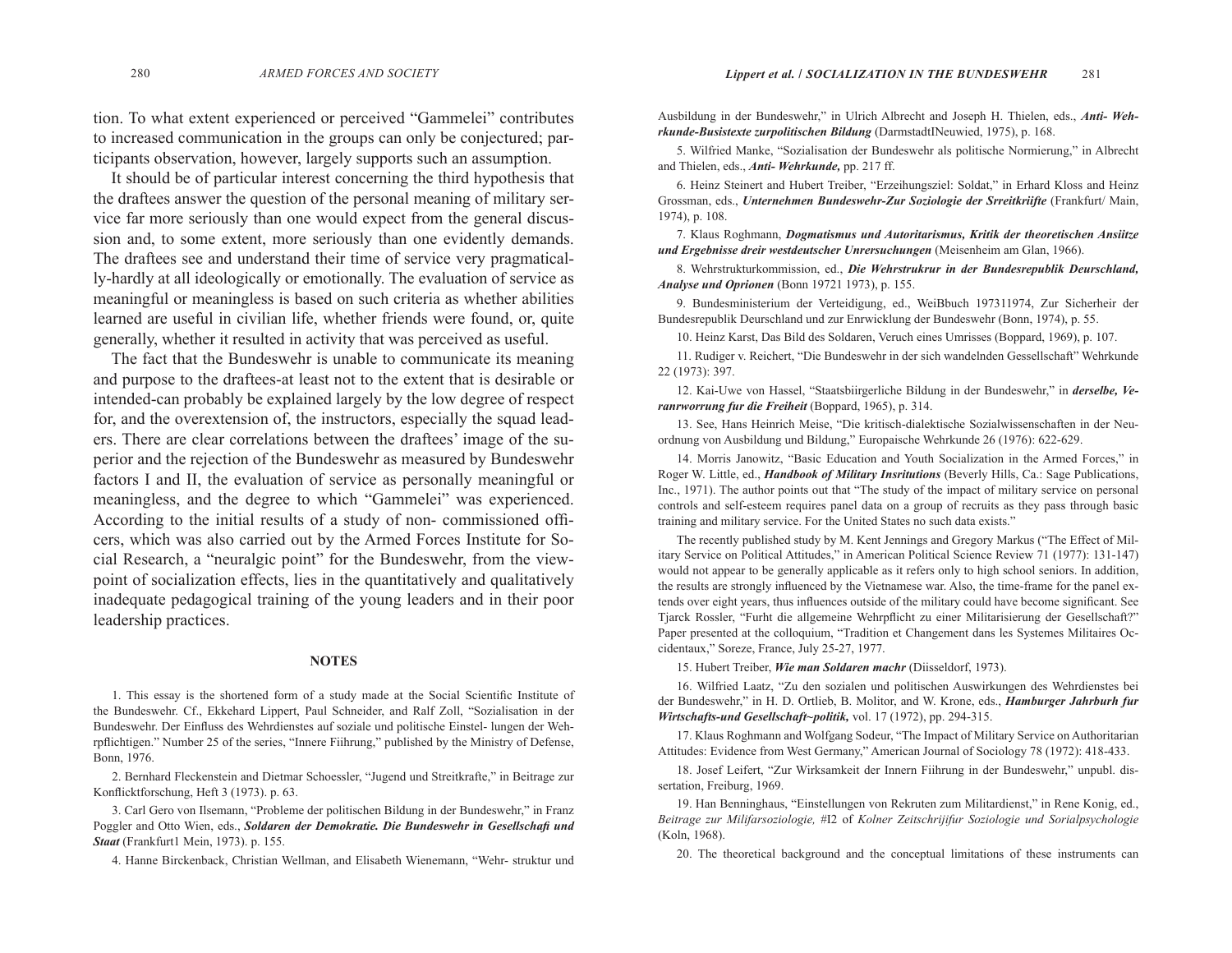tion. To what extent experienced or perceived "Gammelei" contributes to increased communication in the groups can only be conjectured; participants observation, however, largely supports such an assumption.

It should be of particular interest concerning the third hypothesis that the draftees answer the question of the personal meaning of military service far more seriously than one would expect from the general discussion and, to some extent, more seriously than one evidently demands. The draftees see and understand their time of service very pragmatically-hardly at all ideologically or emotionally. The evaluation of service as meaningful or meaningless is based on such criteria as whether abilities learned are useful in civilian life, whether friends were found, or, quite generally, whether it resulted in activity that was perceived as useful.

The fact that the Bundeswehr is unable to communicate its meaning and purpose to the draftees-at least not to the extent that is desirable or intended-can probably be explained largely by the low degree of respect for, and the overextension of, the instructors, especially the squad leaders. There are clear correlations between the draftees' image of the superior and the rejection of the Bundeswehr as measured by Bundeswehr factors I and II, the evaluation of service as personally meaningful or meaningless, and the degree to which "Gammelei" was experienced. According to the initial results of a study of non- commissioned officers, which was also carried out by the Armed Forces Institute for Social Research, a "neuralgic point" for the Bundeswehr, from the viewpoint of socialization effects, lies in the quantitatively and qualitatively inadequate pedagogical training of the young leaders and in their poor leadership practices.

## NOTES

1. This essay is the shortened form of a study made at the Social Scientific Institute of the Bundeswehr. Cf., Ekkehard Lippert, Paul Schneider, and Ralf Zoll, "Sozialisation in der Bundeswehr. Der Einfluss des Wehrdienstes auf soziale und politische Einstel- lungen der Wehrpflichtigen." Number 25 of the series, "Innere Fiihrung," published by the Ministry of Defense, Bonn, 1976.

2. Bernhard Fleckenstein and Dietmar Schoessler, "Jugend und Streitkrafte," in Beitrage zur Konflicktforschung, Heft 3 (1973). p. 63.

3. Carl Gero von Ilsemann, "Probleme der politischen Bildung in der Bundeswehr," in Franz Poggler and Otto Wien, eds., ***Soldaren der Demokratie. Die Bundeswehr in Gesellschafi und Staat*** (Frankfurt1 Mein, 1973). p. 155.

4. Hanne Birckenback, Christian Wellman, and Elisabeth Wienemann, "Wehr- struktur und Ausbildung in der Bundeswehr," in Ulrich Albrecht and Joseph H. Thielen, eds., ***Anti- Wehrkunde-Busistexte zurpolitischen Bildung*** (DarmstadtINeuwied, 1975), p. 168.

5. Wilfried Manke, "Sozialisation der Bundeswehr als politische Normierung," in Albrecht and Thielen, eds., ***Anti- Wehrkunde,*** pp. 217 ff.

6. Heinz Steinert and Hubert Treiber, "Erzeihungsziel: Soldat," in Erhard Kloss and Heinz Grossman, eds., ***Unternehmen Bundeswehr-Zur Soziologie der Srreitkriifte*** (Frankfurt/ Main, 1974), p. 108.

7. Klaus Roghmann, ***Dogmatismus und Autoritarismus, Kritik der theoretischen Ansiitze und Ergebnisse dreir westdeutscher Unrersuchungen*** (Meisenheim am Glan, 1966).

8. Wehrstrukturkommission, ed., ***Die Wehrstrukrur in der Bundesrepublik Deurschland, Analyse und Oprionen*** (Bonn 19721 1973), p. 155.

9. Bundesministerium der Verteidigung, ed., WeiBbuch 197311974, Zur Sicherheir der Bundesrepublik Deurschland und zur Enrwicklung der Bundeswehr (Bonn, 1974), p. 55.

10. Heinz Karst, Das Bild des Soldaren, Veruch eines Umrisses (Boppard, 1969), p. 107.

11. Rudiger v. Reichert, "Die Bundeswehr in der sich wandelnden Gessellschaft" Wehrkunde 22 (1973): 397.

12. Kai-Uwe von Hassel, "Staatsbiirgerliche Bildung in der Bundeswehr," in ***derselbe, Veranrworrung fur die Freiheit*** (Boppard, 1965), p. 314.

13. See, Hans Heinrich Meise, "Die kritisch-dialektische Sozialwissenschaften in der Neuordnung von Ausbildung und Bildung," Europaische Wehrkunde 26 (1976): 622-629.

14. Morris Janowitz, "Basic Education and Youth Socialization in the Armed Forces," in Roger W. Little, ed., ***Handbook of Military Insritutions*** (Beverly Hills, Ca.: Sage Publications, Inc., 1971). The author points out that "The study of the impact of military service on personal controls and self-esteem requires panel data on a group of recruits as they pass through basic training and military service. For the United States no such data exists."

The recently published study by M. Kent Jennings and Gregory Markus ("The Effect of Military Service on Political Attitudes," in American Political Science Review 71 (1977): 131-147) would not appear to be generally applicable as it refers only to high school seniors. In addition, the results are strongly influenced by the Vietnamese war. Also, the time-frame for the panel extends over eight years, thus influences outside of the military could have become significant. See Tjarck Rossler, "Furht die allgemeine Wehrpflicht zu einer Militarisierung der Gesellschaft?" Paper presented at the colloquium, "Tradition et Changement dans les Systemes Militaires Occidentaux," Soreze, France, July 25-27, 1977.

15. Hubert Treiber, ***Wie man Soldaren machr*** (Diisseldorf, 1973).

16. Wilfried Laatz, "Zu den sozialen und politischen Auswirkungen des Wehrdienstes bei der Bundeswehr," in H. D. Ortlieb, B. Molitor, and W. Krone, eds., ***Hamburger Jahrburh fur Wirtschafts-und Gesellschaft~politik,*** vol. 17 (1972), pp. 294-315.

17. Klaus Roghmann and Wolfgang Sodeur, "The Impact of Military Service on Authoritarian Attitudes: Evidence from West Germany," American Journal of Sociology 78 (1972): 418-433.

18. Josef Leifert, "Zur Wirksamkeit der Innern Fiihrung in der Bundeswehr," unpubl. dissertation, Freiburg, 1969.

19. Han Benninghaus, "Einstellungen von Rekruten zum Militardienst," in Rene Konig, ed., *Beitrage zur Milifarsoziologie,* #I2 of *Kolner Zeitschrijifur Soziologie und Sorialpsychologie* (Koln, 1968).

20. The theoretical background and the conceptual limitations of these instruments can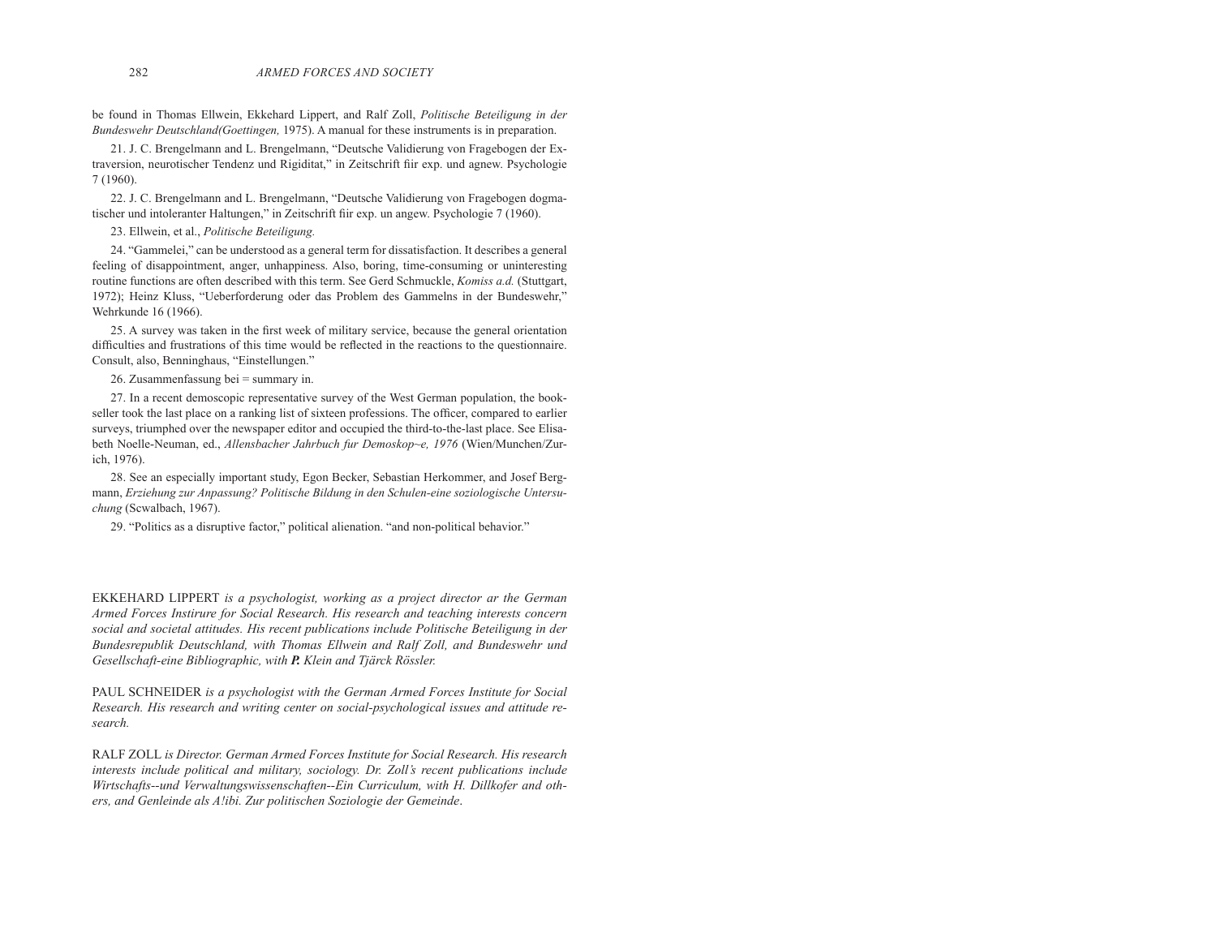be found in Thomas Ellwein, Ekkehard Lippert, and Ralf Zoll, *Politische Beteiligung in der Bundeswehr Deutschland(Goettingen,* 1975). A manual for these instruments is in preparation.

21. J. C. Brengelmann and L. Brengelmann, "Deutsche Validierung von Fragebogen der Extraversion, neurotischer Tendenz und Rigiditat," in Zeitschrift fiir exp. und agnew. Psychologie 7 (1960).

22. J. C. Brengelmann and L. Brengelmann, "Deutsche Validierung von Fragebogen dogmatischer und intoleranter Haltungen," in Zeitschrift fiir exp. un angew. Psychologie 7 (1960).

23. Ellwein, et al., *Politische Beteiligung.*

24. "Gammelei," can be understood as a general term for dissatisfaction. It describes a general feeling of disappointment, anger, unhappiness. Also, boring, time-consuming or uninteresting routine functions are often described with this term. See Gerd Schmuckle, *Komiss a.d.* (Stuttgart, 1972); Heinz Kluss, "Ueberforderung oder das Problem des Gammelns in der Bundeswehr," Wehrkunde 16 (1966).

25. A survey was taken in the first week of military service, because the general orientation difficulties and frustrations of this time would be reflected in the reactions to the questionnaire. Consult, also, Benninghaus, "Einstellungen."

26. Zusammenfassung bei = summary in.

27. In a recent demoscopic representative survey of the West German population, the bookseller took the last place on a ranking list of sixteen professions. The officer, compared to earlier surveys, triumphed over the newspaper editor and occupied the third-to-the-last place. See Elisabeth Noelle-Neuman, ed., *Allensbacher Jahrbuch fur Demoskop~e, 1976* (Wien/Munchen/Zurich, 1976).

28. See an especially important study, Egon Becker, Sebastian Herkommer, and Josef Bergmann, *Erziehung zur Anpassung? Politische Bildung in den Schulen-eine soziologische Untersuchung* (Scwalbach, 1967).

29. "Politics as a disruptive factor," political alienation. "and non-political behavior."

EKKEHARD LIPPERT *is a psychologist, working as a project director ar the German Armed Forces Instirure for Social Research. His research and teaching interests concern social and societal attitudes. His recent publications include Politische Beteiligung in der Bundesrepublik Deutschland, with Thomas Ellwein and Ralf Zoll, and Bundeswehr und Gesellschaft-eine Bibliographic, with **P.** Klein and Tjärck Rössler.*

PAUL SCHNEIDER *is a psychologist with the German Armed Forces Institute for Social Research. His research and writing center on social-psychological issues and attitude research.*

RALF ZOLL *is Director. German Armed Forces Institute for Social Research. His research interests include political and military, sociology. Dr. Zoll's recent publications include Wirtschafts--und Verwaltungswissenschaften--Ein Curriculum, with H. Dillkofer and others, and Genleinde als A!ibi. Zur politischen Soziologie der Gemeinde*.